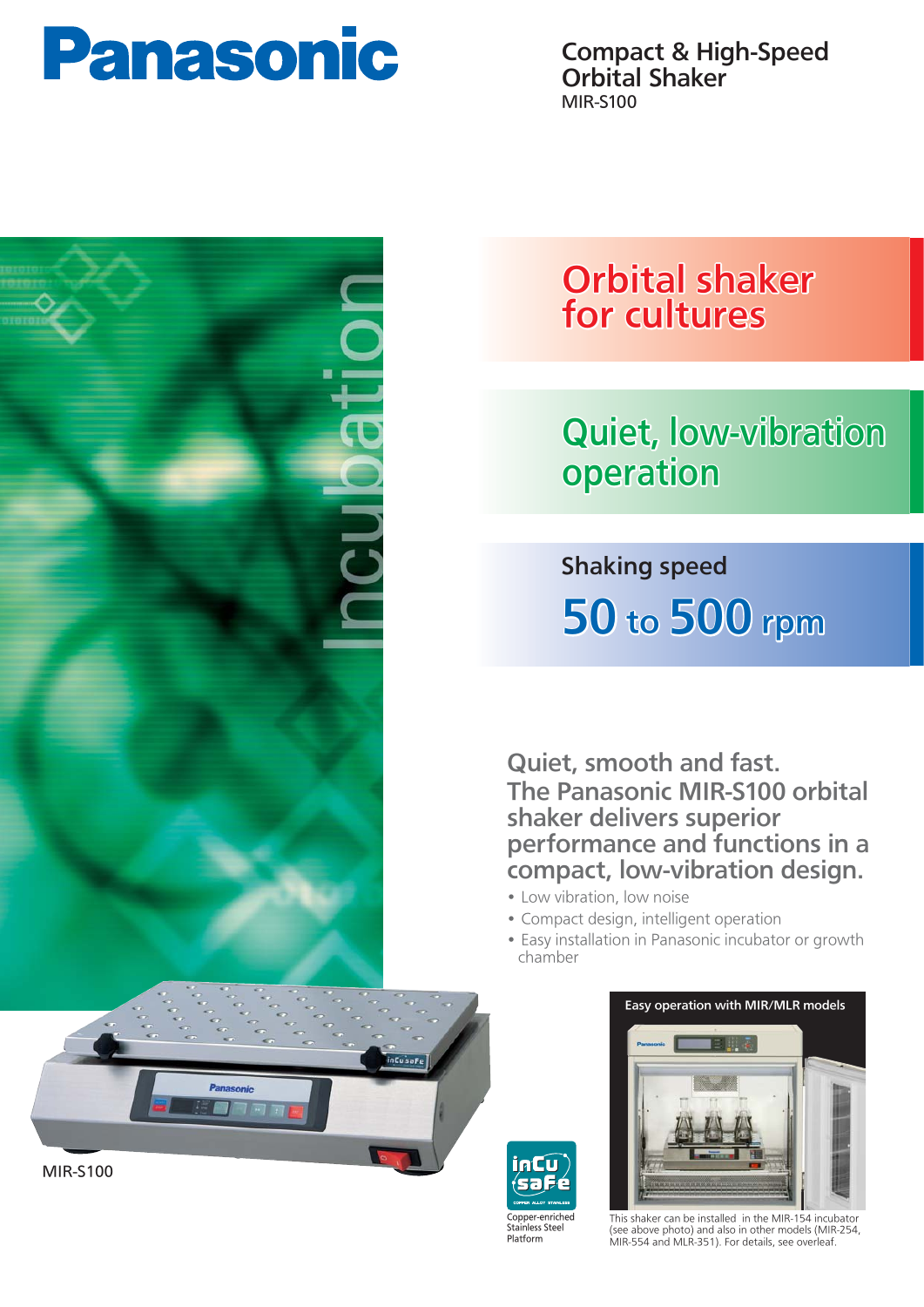# Panasonic

## Compact & High-Speed Orbital Shaker

MIR-S100

Incubation

## Orbital shaker for cultures

## Quiet, low-vibration operation

Shaking speed

**50 to 500 rpm**

### Quiet, smooth and fast.
### The Panasonic MIR-S100 orbital shaker delivers superior performance and functions in a compact, low-vibration design.

- Low vibration, low noise
- Compact design, intelligent operation
- Easy installation in Panasonic incubator or growth chamber

MIR-S100

inCu saFe

Copper-enriched Stainless Steel Platform

**Easy operation with MIR/MLR models**

This shaker can be installed in the MIR-154 incubator (see above photo) and also in other models (MIR-254, MIR-554 and MLR-351). For details, see overleaf.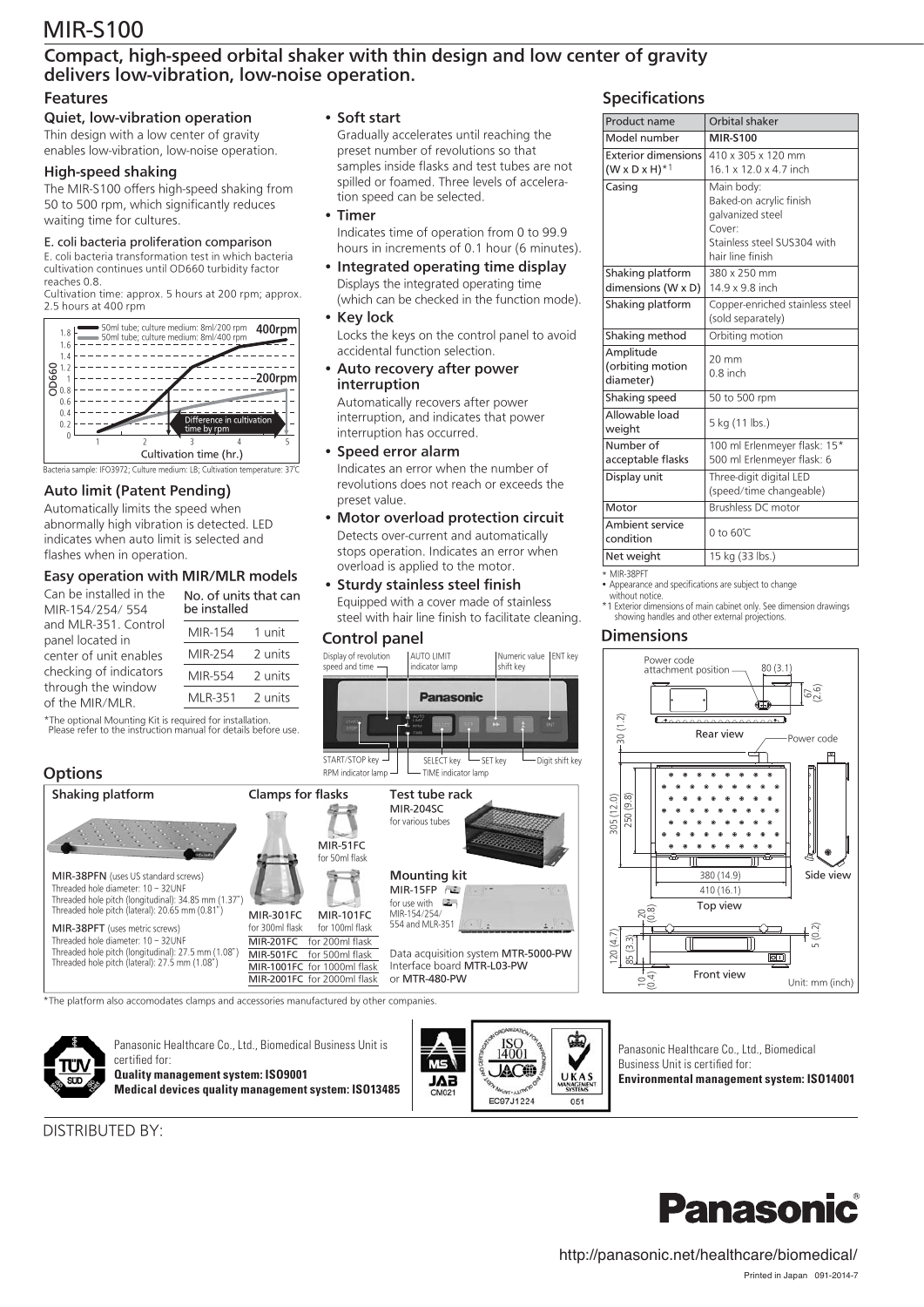# MIR-S100

## Compact, high-speed orbital shaker with thin design and low center of gravity delivers low-vibration, low-noise operation.

## Features

### Quiet, low-vibration operation

Thin design with a low center of gravity enables low-vibration, low-noise operation.

### High-speed shaking

The MIR-S100 offers high-speed shaking from 50 to 500 rpm, which significantly reduces waiting time for cultures.

#### E. coli bacteria proliferation comparison

E. coli bacteria transformation test in which bacteria cultivation continues until OD660 turbidity factor reaches 0.8.
Cultivation time: approx. 5 hours at 200 rpm; approx. 2.5 hours at 400 rpm

50ml tube; culture medium: 8ml/200 rpm
50ml tube; culture medium: 8ml/400 rpm
400rpm
200rpm
OD660
1.8
1.6
1.4
1.2
1
0.8
0.6
0.4
0.2
0
Difference in cultivation time by rpm
1 2 3 4 5
Cultivation time (hr.)

Bacteria sample: IFO3972; Culture medium: LB; Cultivation temperature: 37℃

### Auto limit (Patent Pending)

Automatically limits the speed when abnormally high vibration is detected. LED indicates when auto limit is selected and flashes when in operation.

### Easy operation with MIR/MLR models

Can be installed in the MIR-154/254/ 554 and MLR-351. Control panel located in center of unit enables checking of indicators through the window of the MIR/MLR.

| No. of units that can be installed | |
|---|---|
| MIR-154 | 1 unit |
| MIR-254 | 2 units |
| MIR-554 | 2 units |
| MLR-351 | 2 units |

*The optional Mounting Kit is required for installation. Please refer to the instruction manual for details before use.

- **Soft start**
  Gradually accelerates until reaching the preset number of revolutions so that samples inside flasks and test tubes are not spilled or foamed. Three levels of acceleration speed can be selected.
- **Timer**
  Indicates time of operation from 0 to 99.9 hours in increments of 0.1 hour (6 minutes).
- **Integrated operating time display**
  Displays the integrated operating time (which can be checked in the function mode).
- **Key lock**
  Locks the keys on the control panel to avoid accidental function selection.
- **Auto recovery after power interruption**
  Automatically recovers after power interruption, and indicates that power interruption has occurred.
- **Speed error alarm**
  Indicates an error when the number of revolutions does not reach or exceeds the preset value.
- **Motor overload protection circuit**
  Detects over-current and automatically stops operation. Indicates an error when overload is applied to the motor.
- **Sturdy stainless steel finish**
  Equipped with a cover made of stainless steel with hair line finish to facilitate cleaning.

## Control panel

Display of revolution speed and time
AUTO LIMIT indicator lamp
Numeric value shift key
ENT key
START/STOP key
RPM indicator lamp
SELECT key
TIME indicator lamp
SET key
Digit shift key

## Specifications

| | |
|---|---|
| Product name | Orbital shaker |
| Model number | **MIR-S100** |
| Exterior dimensions (W x D x H)*1 | 410 x 305 x 120 mm<br>16.1 x 12.0 x 4.7 inch |
| Casing | Main body:<br>Baked-on acrylic finish galvanized steel<br>Cover:<br>Stainless steel SUS304 with hair line finish |
| Shaking platform dimensions (W x D) | 380 x 250 mm<br>14.9 x 9.8 inch |
| Shaking platform | Copper-enriched stainless steel (sold separately) |
| Shaking method | Orbiting motion |
| Amplitude (orbiting motion diameter) | 20 mm<br>0.8 inch |
| Shaking speed | 50 to 500 rpm |
| Allowable load weight | 5 kg (11 lbs.) |
| Number of acceptable flasks | 100 ml Erlenmeyer flask: 15*<br>500 ml Erlenmeyer flask: 6 |
| Display unit | Three-digit digital LED (speed/time changeable) |
| Motor | Brushless DC motor |
| Ambient service condition | 0 to 60℃ |
| Net weight | 15 kg (33 lbs.) |

\* MIR-38PFT
• Appearance and specifications are subject to change without notice.
*1 Exterior dimensions of main cabinet only. See dimension drawings showing handles and other external projections.

## Dimensions

Power code attachment position
80 (3.1)
67 (2.6)
30 (1.2)
Rear view
Power code
305 (12.0)
250 (9.8)
380 (14.9)
410 (16.1)
Top view
Side view
20 (0.8)
120 (4.7)
85 (3.3)
5 (0.2)
10 (0.4)
Front view
Unit: mm (inch)

## Options

### Shaking platform

MIR-38PFN (uses US standard screws)
Threaded hole diameter: 10 – 32UNF
Threaded hole pitch (longitudinal): 34.85 mm (1.37")
Threaded hole pitch (lateral): 20.65 mm (0.81")

MIR-38PFT (uses metric screws)
Threaded hole diameter: 10 – 32UNF
Threaded hole pitch (longitudinal): 27.5 mm (1.08")
Threaded hole pitch (lateral): 27.5 mm (1.08")

### Clamps for flasks

MIR-51FC for 50ml flask
MIR-301FC for 300ml flask
MIR-101FC for 100ml flask
MIR-201FC for 200ml flask
MIR-501FC for 500ml flask
MIR-1001FC for 1000ml flask
MIR-2001FC for 2000ml flask

### Test tube rack

MIR-204SC for various tubes

### Mounting kit

MIR-15FP for use with MIR-154/254/ 554 and MLR-351

Data acquisition system MTR-5000-PW
Interface board MTR-L03-PW or MTR-480-PW

*The platform also accomodates clamps and accessories manufactured by other companies.

Panasonic Healthcare Co., Ltd., Biomedical Business Unit is certified for:
**Quality management system: ISO9001**
**Medical devices quality management system: ISO13485**

Panasonic Healthcare Co., Ltd., Biomedical Business Unit is certified for:
**Environmental management system: ISO14001**

DISTRIBUTED BY:

Panasonic

http://panasonic.net/healthcare/biomedical/

Printed in Japan 091-2014-7